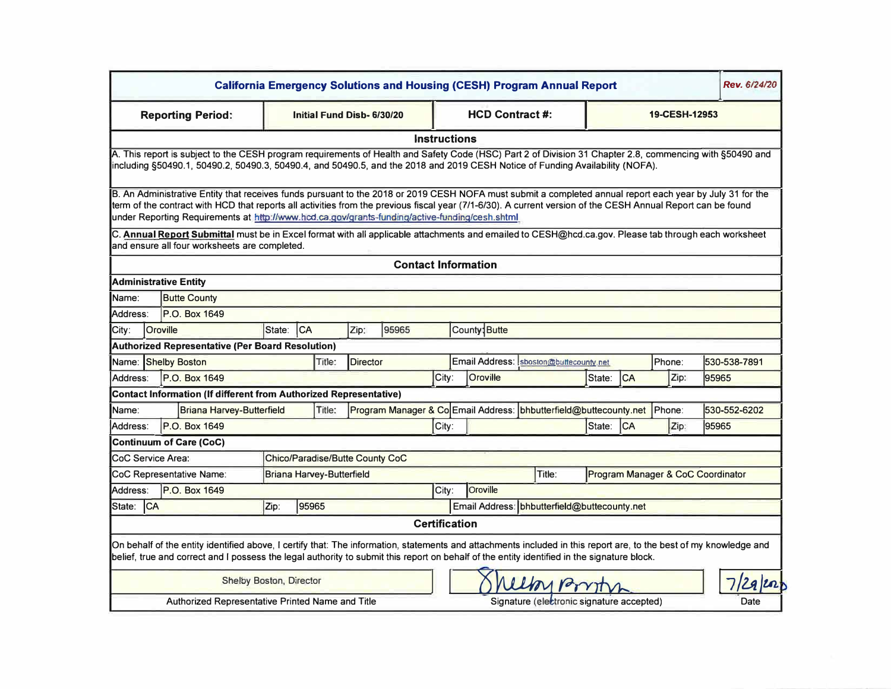# California Emergency Solutions and Housing (CESH) Program Annual Report

*Rev. 6/24/20*

| Reporting Period: | Initial Fund Disb- 6/30/20 | HCD Contract #: | 19-CESH-12953 |
|---|---|---|---|

## Instructions

A. This report is subject to the CESH program requirements of Health and Safety Code (HSC) Part 2 of Division 31 Chapter 2.8, commencing with §50490 and including §50490.1, 50490.2, 50490.3, 50490.4, and 50490.5, and the 2018 and 2019 CESH Notice of Funding Availability (NOFA).

B. An Administrative Entity that receives funds pursuant to the 2018 or 2019 CESH NOFA must submit a completed annual report each year by July 31 for the term of the contract with HCD that reports all activities from the previous fiscal year (7/1-6/30). A current version of the CESH Annual Report can be found under Reporting Requirements at http://www.hcd.ca.gov/grants-funding/active-funding/cesh.shtml

C. **Annual Report Submittal** must be in Excel format with all applicable attachments and emailed to CESH@hcd.ca.gov. Please tab through each worksheet and ensure all four worksheets are completed.

## Contact Information

### Administrative Entity

| | | | | | | | |
|---|---|---|---|---|---|---|---|
| Name: | Butte County | | | | | | |
| Address: | P.O. Box 1649 | | | | | | |
| City: | Oroville | State: | CA | Zip: | 95965 | County: | Butte |

### Authorized Representative (Per Board Resolution)

| | | | | | | | | | |
|---|---|---|---|---|---|---|---|---|---|
| Name: | Shelby Boston | Title: | Director | Email Address: | sboston@buttecounty.net | Phone: | 530-538-7891 | | |
| Address: | P.O. Box 1649 | City: | Oroville | State: | CA | Zip: | 95965 | | |

### Contact Information (If different from Authorized Representative)

| | | | | | | | | | |
|---|---|---|---|---|---|---|---|---|---|
| Name: | Briana Harvey-Butterfield | Title: | Program Manager & Co | Email Address: | bhbutterfield@buttecounty.net | Phone: | 530-552-6202 | | |
| Address: | P.O. Box 1649 | City: | | State: | CA | Zip: | 95965 | | |

### Continuum of Care (CoC)

| | | | |
|---|---|---|---|
| CoC Service Area: | Chico/Paradise/Butte County CoC | | |
| CoC Representative Name: | Briana Harvey-Butterfield | Title: | Program Manager & CoC Coordinator |
| Address: | P.O. Box 1649 | City: | Oroville |
| State: CA | Zip: 95965 | Email Address: | bhbutterfield@buttecounty.net |

## Certification

On behalf of the entity identified above, I certify that: The information, statements and attachments included in this report are, to the best of my knowledge and belief, true and correct and I possess the legal authority to submit this report on behalf of the entity identified in the signature block.

| Shelby Boston, Director | Shelby Boston | 7/29/20 |
|---|---|---|
| Authorized Representative Printed Name and Title | Signature (electronic signature accepted) | Date |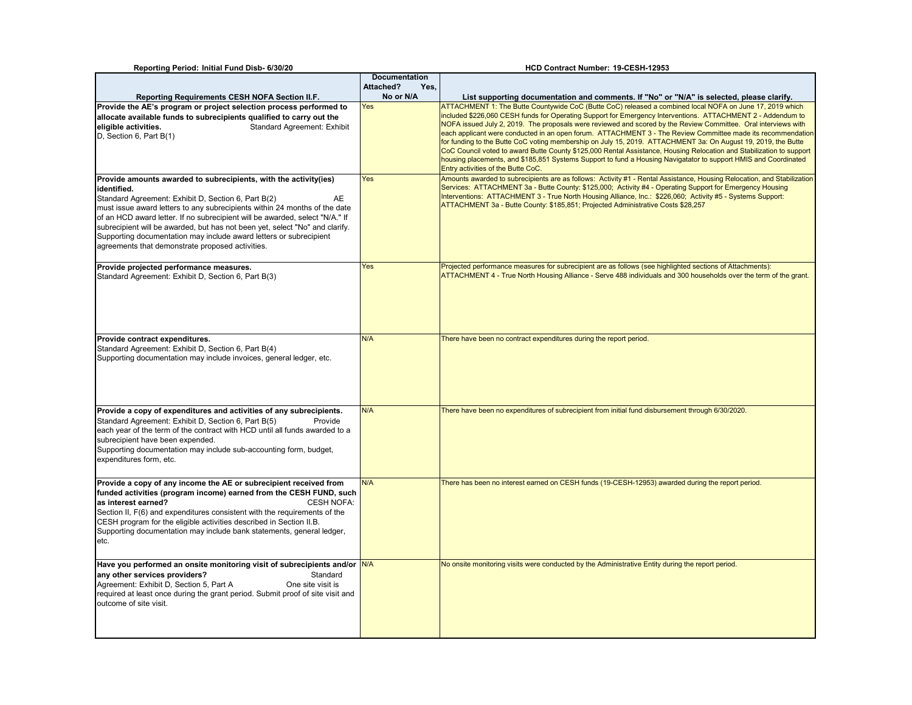**Reporting Period: Initial Fund Disb- 6/30/20**

**HCD Contract Number: 19-CESH-12953**

| Reporting Requirements CESH NOFA Section II.F. | Documentation Attached? Yes, No or N/A | List supporting documentation and comments. If "No" or "N/A" is selected, please clarify. |
|---|---|---|
| **Provide the AE's program or project selection process performed to allocate available funds to subrecipients qualified to carry out the eligible activities.** Standard Agreement: Exhibit D, Section 6, Part B(1) | Yes | ATTACHMENT 1: The Butte Countywide CoC (Butte CoC) released a combined local NOFA on June 17, 2019 which included $226,060 CESH funds for Operating Support for Emergency Interventions. ATTACHMENT 2 - Addendum to NOFA issued July 2, 2019. The proposals were reviewed and scored by the Review Committee. Oral interviews with each applicant were conducted in an open forum. ATTACHMENT 3 - The Review Committee made its recommendation for funding to the Butte CoC voting membership on July 15, 2019. ATTACHMENT 3a: On August 19, 2019, the Butte CoC Council voted to award Butte County $125,000 Rental Assistance, Housing Relocation and Stabilization to support housing placements, and $185,851 Systems Support to fund a Housing Navigatator to support HMIS and Coordinated Entry activities of the Butte CoC. |
| **Provide amounts awarded to subrecipients, with the activity(ies) identified.** Standard Agreement: Exhibit D, Section 6, Part B(2) AE must issue award letters to any subrecipients within 24 months of the date of an HCD award letter. If no subrecipient will be awarded, select "N/A." If subrecipient will be awarded, but has not been yet, select "No" and clarify. Supporting documentation may include award letters or subrecipient agreements that demonstrate proposed activities. | Yes | Amounts awarded to subrecipients are as follows: Activity #1 - Rental Assistance, Housing Relocation, and Stabilization Services: ATTACHMENT 3a - Butte County: $125,000; Activity #4 - Operating Support for Emergency Housing Interventions: ATTACHMENT 3 - True North Housing Alliance, Inc.: $226,060; Activity #5 - Systems Support: ATTACHMENT 3a - Butte County: $185,851; Projected Administrative Costs $28,257 |
| **Provide projected performance measures.** Standard Agreement: Exhibit D, Section 6, Part B(3) | Yes | Projected performance measures for subrecipient are as follows (see highlighted sections of Attachments): ATTACHMENT 4 - True North Housing Alliance - Serve 488 individuals and 300 households over the term of the grant. |
| **Provide contract expenditures.** Standard Agreement: Exhibit D, Section 6, Part B(4) Supporting documentation may include invoices, general ledger, etc. | N/A | There have been no contract expenditures during the report period. |
| **Provide a copy of expenditures and activities of any subrecipients.** Standard Agreement: Exhibit D, Section 6, Part B(5) Provide each year of the term of the contract with HCD until all funds awarded to a subrecipient have been expended. Supporting documentation may include sub-accounting form, budget, expenditures form, etc. | N/A | There have been no expenditures of subrecipient from initial fund disbursement through 6/30/2020. |
| **Provide a copy of any income the AE or subrecipient received from funded activities (program income) earned from the CESH FUND, such as interest earned?** CESH NOFA: Section II, F(6) and expenditures consistent with the requirements of the CESH program for the eligible activities described in Section II.B. Supporting documentation may include bank statements, general ledger, etc. | N/A | There has been no interest earned on CESH funds (19-CESH-12953) awarded during the report period. |
| **Have you performed an onsite monitoring visit of subrecipients and/or any other services providers?** Standard Agreement: Exhibit D, Section 5, Part A One site visit is required at least once during the grant period. Submit proof of site visit and outcome of site visit. | N/A | No onsite monitoring visits were conducted by the Administrative Entity during the report period. |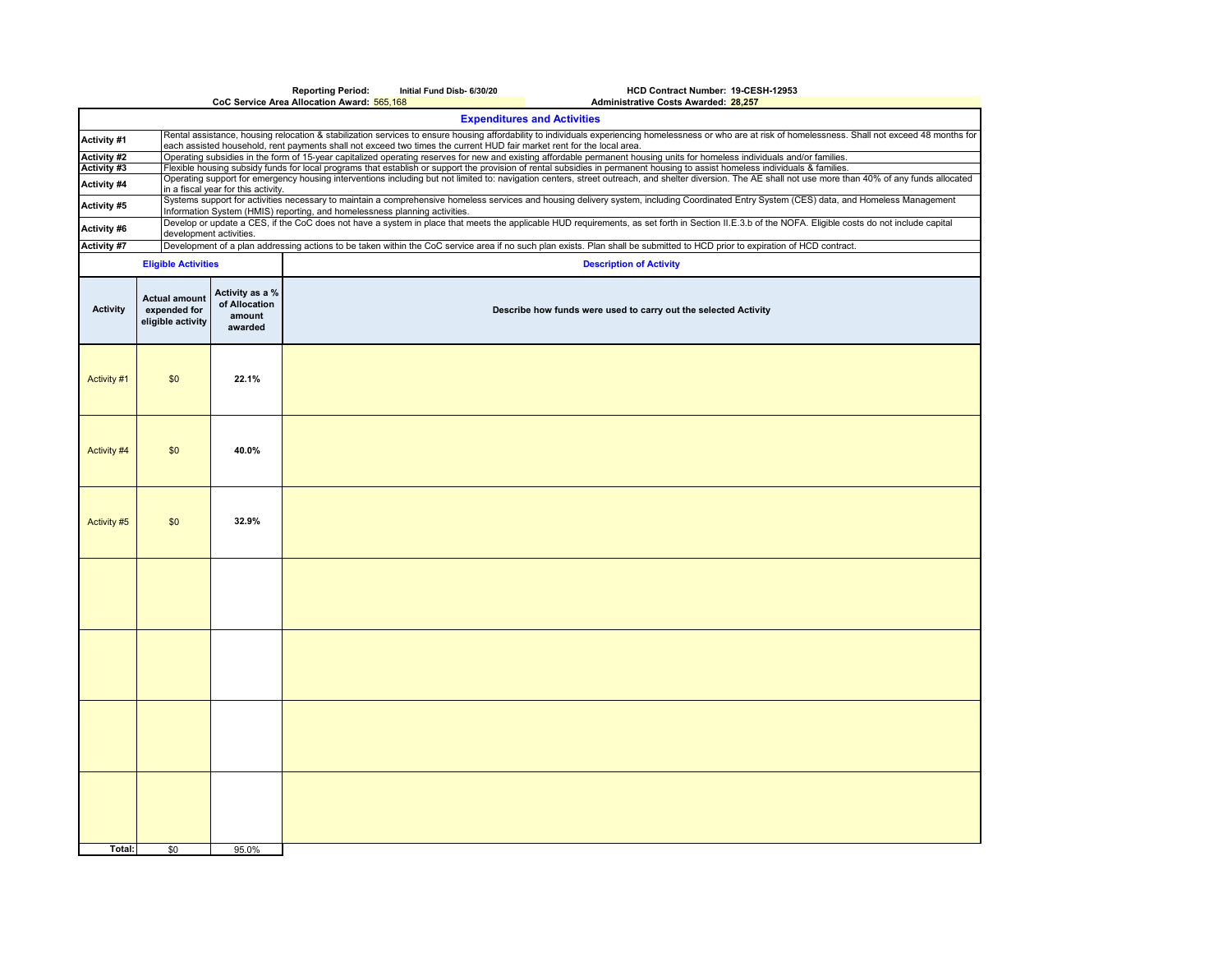**Reporting Period:** Initial Fund Disb- 6/30/20 **HCD Contract Number:** 19-CESH-12953

**CoC Service Area Allocation Award:** 565,168 **Administrative Costs Awarded:** 28,257

## Expenditures and Activities

| | |
|---|---|
| **Activity #1** | Rental assistance, housing relocation & stabilization services to ensure housing affordability to individuals experiencing homelessness or who are at risk of homelessness. Shall not exceed 48 months for each assisted household, rent payments shall not exceed two times the current HUD fair market rent for the local area. |
| **Activity #2** | Operating subsidies in the form of 15-year capitalized operating reserves for new and existing affordable permanent housing units for homeless individuals and/or families. |
| **Activity #3** | Flexible housing subsidy funds for local programs that establish or support the provision of rental subsidies in permanent housing to assist homeless individuals & families. |
| **Activity #4** | Operating support for emergency housing interventions including but not limited to: navigation centers, street outreach, and shelter diversion. The AE shall not use more than 40% of any funds allocated in a fiscal year for this activity. |
| **Activity #5** | Systems support for activities necessary to maintain a comprehensive homeless services and housing delivery system, including Coordinated Entry System (CES) data, and Homeless Management Information System (HMIS) reporting, and homelessness planning activities. |
| **Activity #6** | Develop or update a CES, if the CoC does not have a system in place that meets the applicable HUD requirements, as set forth in Section II.E.3.b of the NOFA. Eligible costs do not include capital development activities. |
| **Activity #7** | Development of a plan addressing actions to be taken within the CoC service area if no such plan exists. Plan shall be submitted to HCD prior to expiration of HCD contract. |

| **Eligible Activities** | | | **Description of Activity** |
|---|---|---|---|
| **Activity** | **Actual amount expended for eligible activity** | **Activity as a % of Allocation amount awarded** | **Describe how funds were used to carry out the selected Activity** |
| Activity #1 | $0 | **22.1%** | |
| Activity #4 | $0 | **40.0%** | |
| Activity #5 | $0 | **32.9%** | |
| | | | |
| | | | |
| | | | |
| | | | |
| **Total:** | $0 | 95.0% | |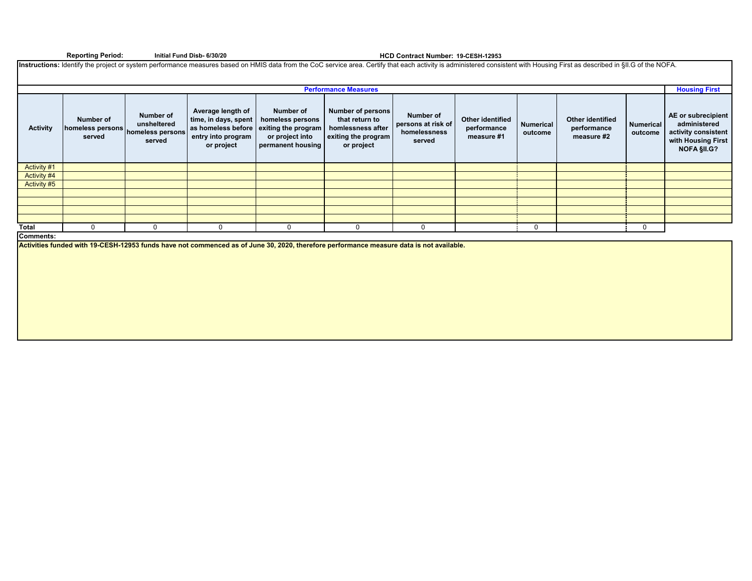**Reporting Period:** Initial Fund Disb- 6/30/20

**HCD Contract Number:** 19-CESH-12953

**Instructions:** Identify the project or system performance measures based on HMIS data from the CoC service area. Certify that each activity is administered consistent with Housing First as described in §II.G of the NOFA.

| | Performance Measures | | | | | | | | | | Housing First |
|---|---|---|---|---|---|---|---|---|---|---|---|
| Activity | Number of homeless persons served | Number of unsheltered homeless persons served | Average length of time, in days, spent as homeless before entry into program or project | Number of homeless persons exiting the program or project into permanent housing | Number of persons that return to homlessness after exiting the program or project | Number of persons at risk of homelessness served | Other identified performance measure #1 | Numerical outcome | Other identified performance measure #2 | Numerical outcome | AE or subrecipient administered activity consistent with Housing First NOFA §II.G? |
| Activity #1 | | | | | | | | | | | |
| Activity #4 | | | | | | | | | | | |
| Activity #5 | | | | | | | | | | | |
| | | | | | | | | | | | |
| | | | | | | | | | | | |
| | | | | | | | | | | | |
| | | | | | | | | | | | |
| **Total** | 0 | 0 | 0 | 0 | 0 | 0 | | 0 | | 0 | |

**Comments:**

**Activities funded with 19-CESH-12953 funds have not commenced as of June 30, 2020, therefore performance measure data is not available.**